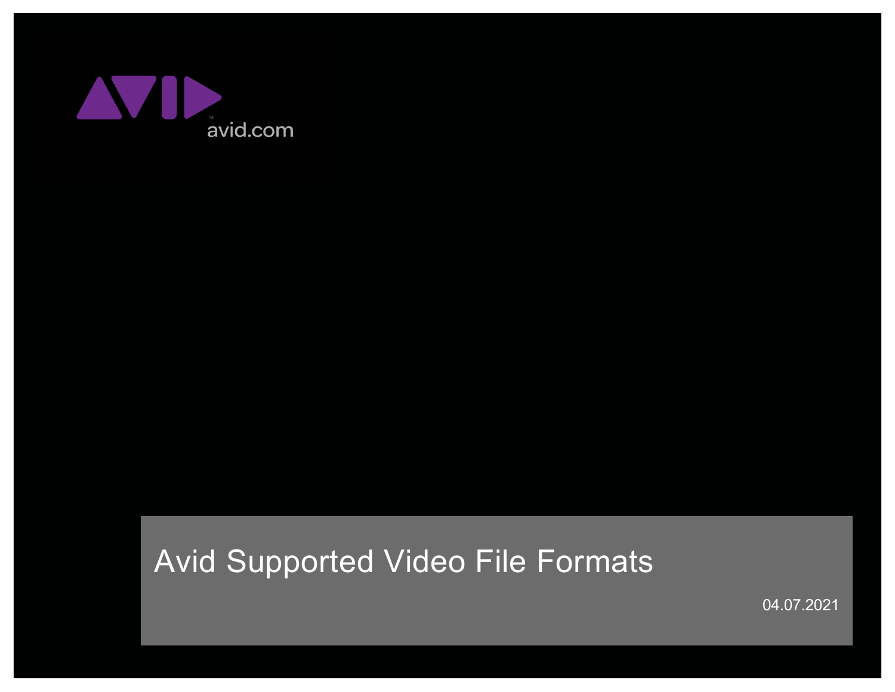avid.com

# Avid Supported Video File Formats

04.07.2021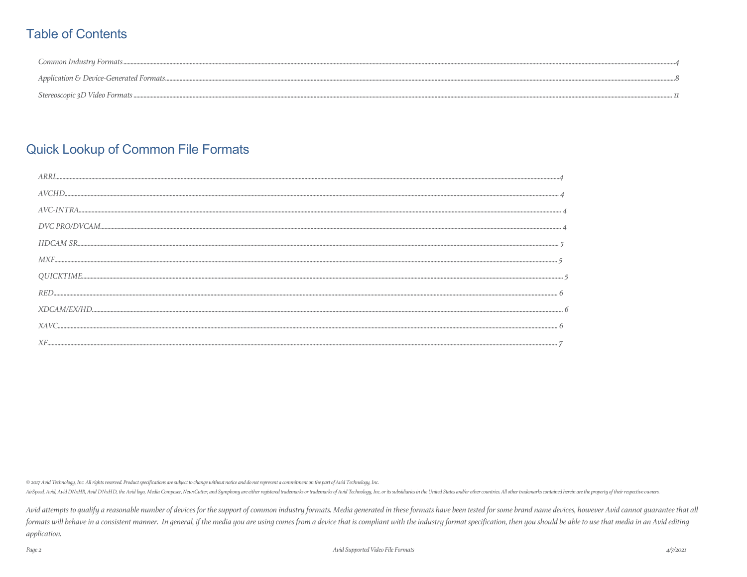## Table of Contents

*Common Industry Formats* ........ 4

*Application & Device-Generated Formats* ........ 8

*Stereoscopic 3D Video Formats* ........ 11

## Quick Lookup of Common File Formats

*ARRI* ........ 4

*AVCHD* ........ 4

*AVC-INTRA* ........ 4

*DVC PRO/DVCAM* ........ 4

*HDCAM SR* ........ 5

*MXF* ........ 5

*QUICKTIME* ........ 5

*RED* ........ 6

*XDCAM/EX/HD* ........ 6

*XAVC* ........ 6

*XF* ........ 7

*© 2017 Avid Technology, Inc. All rights reserved. Product specifications are subject to change without notice and do not represent a commitment on the part of Avid Technology, Inc.*

*AirSpeed, Avid, Avid DNxHR, Avid DNxHD, the Avid logo, Media Composer, NewsCutter, and Symphony are either registered trademarks or trademarks of Avid Technology, Inc. or its subsidiaries in the United States and/or other countries. All other trademarks contained herein are the property of their respective owners.*

*Avid attempts to qualify a reasonable number of devices for the support of common industry formats. Media generated in these formats have been tested for some brand name devices, however Avid cannot guarantee that all formats will behave in a consistent manner. In general, if the media you are using comes from a device that is compliant with the industry format specification, then you should be able to use that media in an Avid editing application.*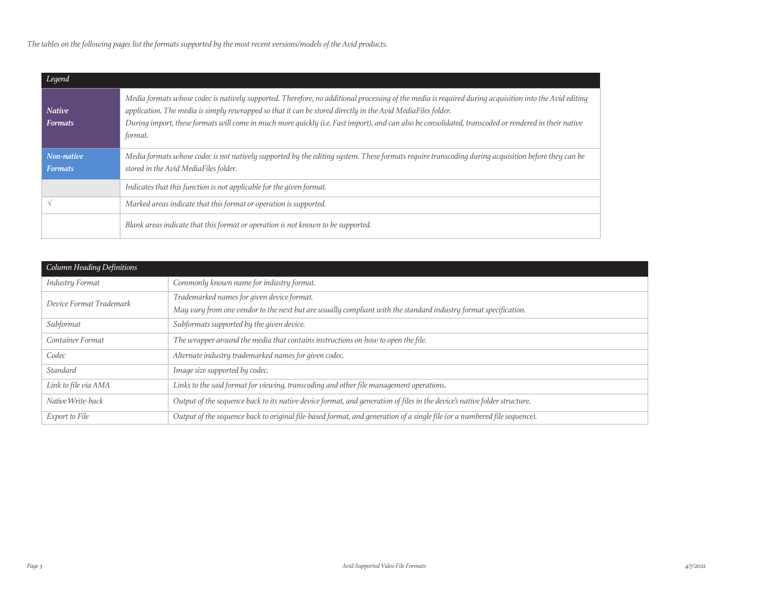*The tables on the following pages list the formats supported by the most recent versions/models of the Avid products.*

| Legend | |
|---|---|
| **Native Formats** | Media formats whose codec is natively supported. Therefore, no additional processing of the media is required during acquisition into the Avid editing application. The media is simply rewrapped so that it can be stored directly in the Avid MediaFiles folder. During import, these formats will come in much more quickly (i.e. Fast import), and can also be consolidated, transcoded or rendered in their native format. |
| **Non-native Formats** | Media formats whose codec is not natively supported by the editing system. These formats require transcoding during acquisition before they can be stored in the Avid MediaFiles folder. |
| | Indicates that this function is not applicable for the given format. |
| √ | Marked areas indicate that this format or operation is supported. |
| | Blank areas indicate that this format or operation is not known to be supported. |

| Column Heading Definitions | |
|---|---|
| Industry Format | Commonly known name for industry format. |
| Device Format Trademark | Trademarked names for given device format. May vary from one vendor to the next but are usually compliant with the standard industry format specification. |
| Subformat | Subformats supported by the given device. |
| Container Format | The wrapper around the media that contains instructions on how to open the file. |
| Codec | Alternate industry trademarked names for given codec. |
| Standard | Image size supported by codec. |
| Link to file via AMA | Links to the said format for viewing, transcoding and other file management operations. |
| Native Write-back | Output of the sequence back to its native device format, and generation of files in the device's native folder structure. |
| Export to File | Output of the sequence back to original file-based format, and generation of a single file (or a numbered file sequence). |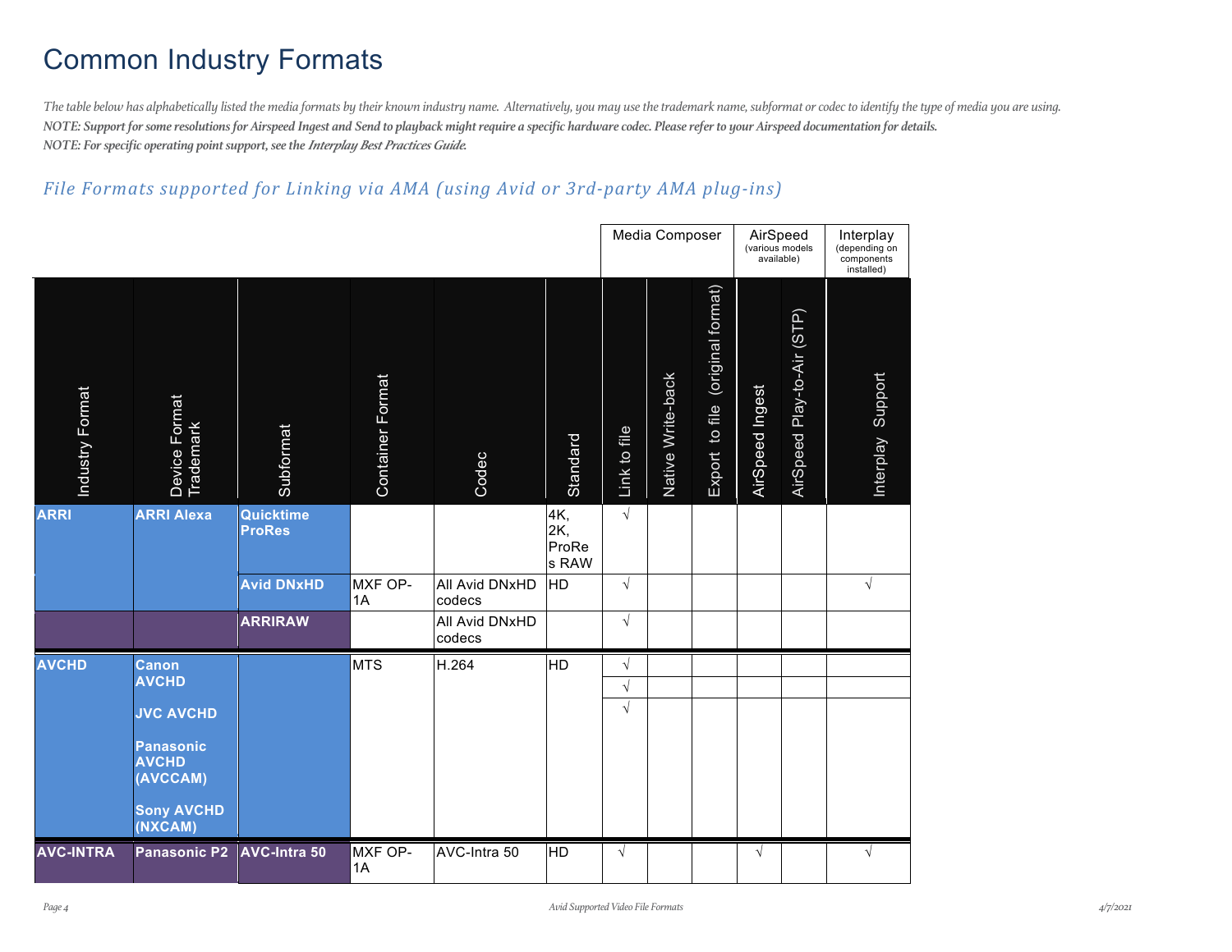# Common Industry Formats

*The table below has alphabetically listed the media formats by their known industry name. Alternatively, you may use the trademark name, subformat or codec to identify the type of media you are using.*
***NOTE: Support for some resolutions for Airspeed Ingest and Send to playback might require a specific hardware codec. Please refer to your Airspeed documentation for details.***
***NOTE: For specific operating point support, see the Interplay Best Practices Guide.***

## *File Formats supported for Linking via AMA (using Avid or 3rd-party AMA plug-ins)*

| | | | | | | Media Composer | | | AirSpeed (various models available) | | Interplay (depending on components installed) |
|---|---|---|---|---|---|---|---|---|---|---|---|
| **Industry Format** | **Device Format Trademark** | **Subformat** | **Container Format** | **Codec** | **Standard** | **Link to file** | **Native Write-back** | **Export to file (original format)** | **AirSpeed Ingest** | **AirSpeed Play-to-Air (STP)** | **Interplay Support** |
| **ARRI** | **ARRI Alexa** | **Quicktime ProRes** | | | 4K, 2K, ProRes RAW | √ | | | | | |
| | | **Avid DNxHD** | MXF OP-1A | All Avid DNxHD codecs | HD | √ | | | | | √ |
| | | **ARRIRAW** | | All Avid DNxHD codecs | | √ | | | | | |
| **AVCHD** | **Canon AVCHD** | | MTS | H.264 | HD | √ | | | | | |
| | **JVC AVCHD** | | | | | √ | | | | | |
| | **Panasonic AVCHD (AVCCAM)** | | | | | √ | | | | | |
| | **Sony AVCHD (NXCAM)** | | | | | | | | | | |
| **AVC-INTRA** | **Panasonic P2** | **AVC-Intra 50** | MXF OP-1A | AVC-Intra 50 | HD | √ | | | √ | | √ |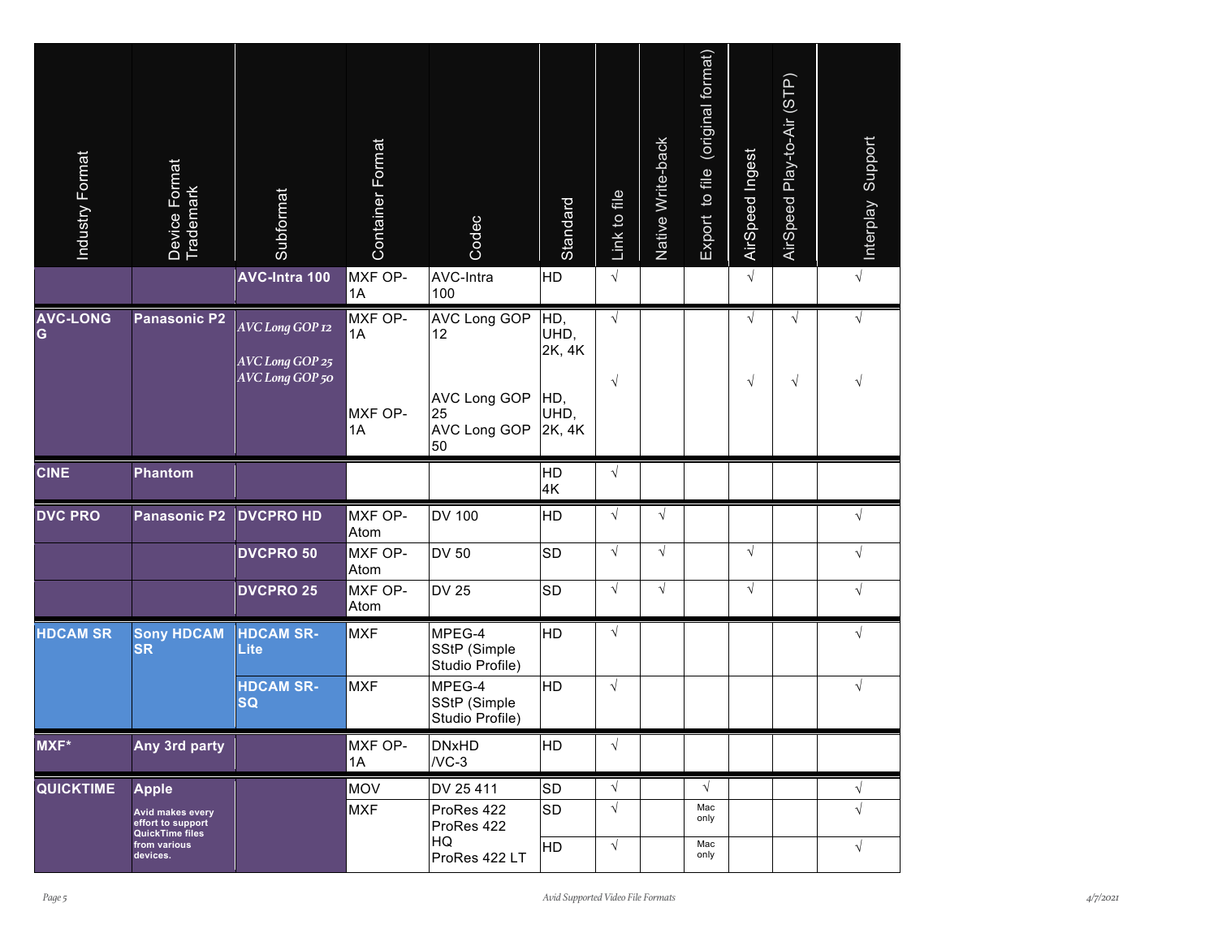| Industry Format | Device Format Trademark | Subformat | Container Format | Codec | Standard | Link to file | Native Write-back | Export to file (original format) | AirSpeed Ingest | AirSpeed Play-to-Air (STP) | Interplay Support |
|---|---|---|---|---|---|---|---|---|---|---|---|
| | | **AVC-Intra 100** | MXF OP-1A | AVC-Intra 100 | HD | √ | | | √ | | √ |
| **AVC-LONG G** | **Panasonic P2** | *AVC Long GOP 12* | MXF OP-1A | AVC Long GOP 12 | HD, UHD, 2K, 4K | √ | | | √ | √ | √ |
| | | *AVC Long GOP 25* *AVC Long GOP 50* | MXF OP-1A | AVC Long GOP 25 AVC Long GOP 50 | HD, UHD, 2K, 4K | √ | | | √ | √ | √ |
| **CINE** | **Phantom** | | | | HD 4K | √ | | | | | |
| **DVC PRO** | **Panasonic P2** | **DVCPRO HD** | MXF OP-Atom | DV 100 | HD | √ | √ | | | | √ |
| | | **DVCPRO 50** | MXF OP-Atom | DV 50 | SD | √ | √ | | √ | | √ |
| | | **DVCPRO 25** | MXF OP-Atom | DV 25 | SD | √ | √ | | √ | | √ |
| **HDCAM SR** | **Sony HDCAM SR** | **HDCAM SR-Lite** | MXF | MPEG-4 SStP (Simple Studio Profile) | HD | √ | | | | | √ |
| | | **HDCAM SR-SQ** | MXF | MPEG-4 SStP (Simple Studio Profile) | HD | √ | | | | | √ |
| **MXF*** | **Any 3rd party** | | MXF OP-1A | DNxHD /VC-3 | HD | √ | | | | | |
| **QUICKTIME** | **Apple** | | MOV | DV 25 411 | SD | √ | | √ | | | √ |
| | Avid makes every effort to support QuickTime files from various devices. | | MXF | ProRes 422 ProRes 422 HQ ProRes 422 LT | SD | √ | | Mac only | | | √ |
| | | | | | HD | √ | | Mac only | | | √ |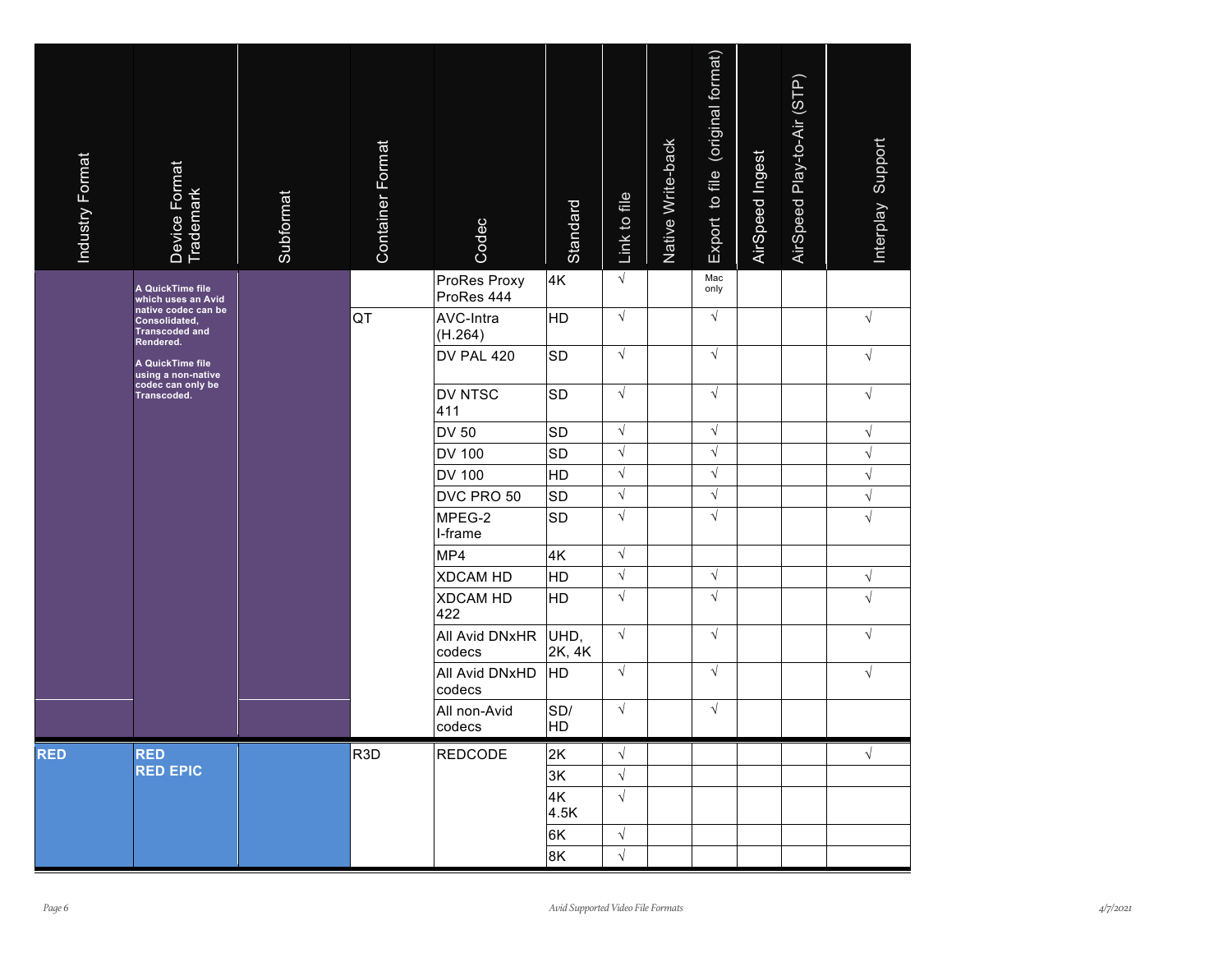| Industry Format | Device Format Trademark | Subformat | Container Format | Codec | Standard | Link to file | Native Write-back | Export to file (original format) | AirSpeed Ingest | AirSpeed Play-to-Air (STP) | Interplay Support |
|---|---|---|---|---|---|---|---|---|---|---|---|
| | **A QuickTime file which uses an Avid native codec can be Consolidated, Transcoded and Rendered.** **A QuickTime file using a non-native codec can only be Transcoded.** | | | ProRes Proxy ProRes 444 | 4K | √ | | Mac only | | | |
| | | | QT | AVC-Intra (H.264) | HD | √ | | √ | | | √ |
| | | | | DV PAL 420 | SD | √ | | √ | | | √ |
| | | | | DV NTSC 411 | SD | √ | | √ | | | √ |
| | | | | DV 50 | SD | √ | | √ | | | √ |
| | | | | DV 100 | SD | √ | | √ | | | √ |
| | | | | DV 100 | HD | √ | | √ | | | √ |
| | | | | DVC PRO 50 | SD | √ | | √ | | | √ |
| | | | | MPEG-2 I-frame | SD | √ | | √ | | | √ |
| | | | | MP4 | 4K | √ | | | | | |
| | | | | XDCAM HD | HD | √ | | √ | | | √ |
| | | | | XDCAM HD 422 | HD | √ | | √ | | | √ |
| | | | | All Avid DNxHR codecs | UHD, 2K, 4K | √ | | √ | | | √ |
| | | | | All Avid DNxHD codecs | HD | √ | | √ | | | √ |
| | | | | All non-Avid codecs | SD/ HD | √ | | √ | | | |
| **RED** | **RED** **RED EPIC** | | R3D | REDCODE | 2K | √ | | | | | √ |
| | | | | | 3K | √ | | | | | |
| | | | | | 4K 4.5K | √ | | | | | |
| | | | | | 6K | √ | | | | | |
| | | | | | 8K | √ | | | | | |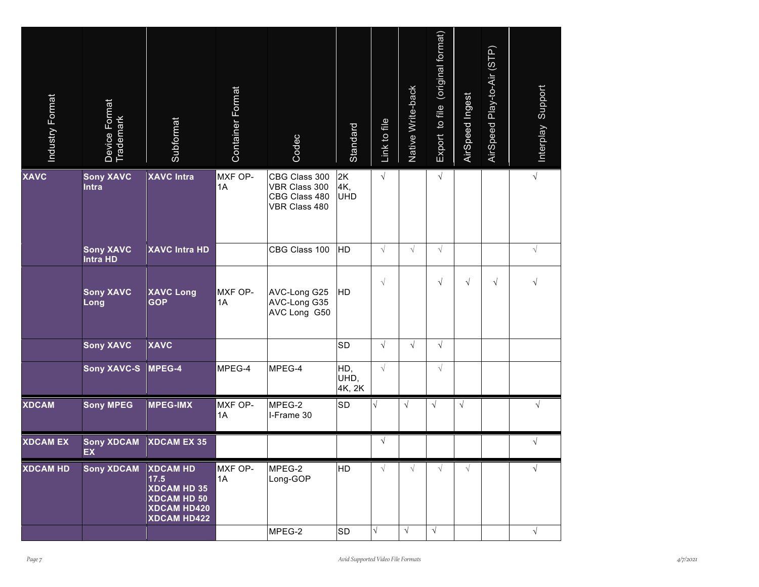| Industry Format | Device Format Trademark | Subformat | Container Format | Codec | Standard | Link to file | Native Write-back | Export to file (original format) | AirSpeed Ingest | AirSpeed Play-to-Air (STP) | Interplay Support |
|---|---|---|---|---|---|---|---|---|---|---|---|
| **XAVC** | **Sony XAVC Intra** | **XAVC Intra** | MXF OP-1A | CBG Class 300<br>VBR Class 300<br>CBG Class 480<br>VBR Class 480 | 2K<br>4K,<br>UHD | √ | | √ | | | √ |
| | **Sony XAVC Intra HD** | **XAVC Intra HD** | | CBG Class 100 | HD | √ | √ | √ | | | √ |
| | **Sony XAVC Long** | **XAVC Long GOP** | MXF OP-1A | AVC-Long G25<br>AVC-Long G35<br>AVC Long G50 | HD | √ | | √ | √ | √ | √ |
| | **Sony XAVC** | **XAVC** | | | SD | √ | √ | √ | | | |
| | **Sony XAVC-S** | **MPEG-4** | MPEG-4 | MPEG-4 | HD,<br>UHD,<br>4K, 2K | √ | | √ | | | |
| **XDCAM** | **Sony MPEG** | **MPEG-IMX** | MXF OP-1A | MPEG-2<br>I-Frame 30 | SD | √ | √ | √ | √ | | √ |
| **XDCAM EX** | **Sony XDCAM EX** | **XDCAM EX 35** | | | | √ | | | | | √ |
| **XDCAM HD** | **Sony XDCAM** | **XDCAM HD 17.5**<br>**XDCAM HD 35**<br>**XDCAM HD 50**<br>**XDCAM HD420**<br>**XDCAM HD422** | MXF OP-1A | MPEG-2<br>Long-GOP | HD | √ | √ | √ | √ | | √ |
| | | | | MPEG-2 | SD | √ | √ | √ | | | √ |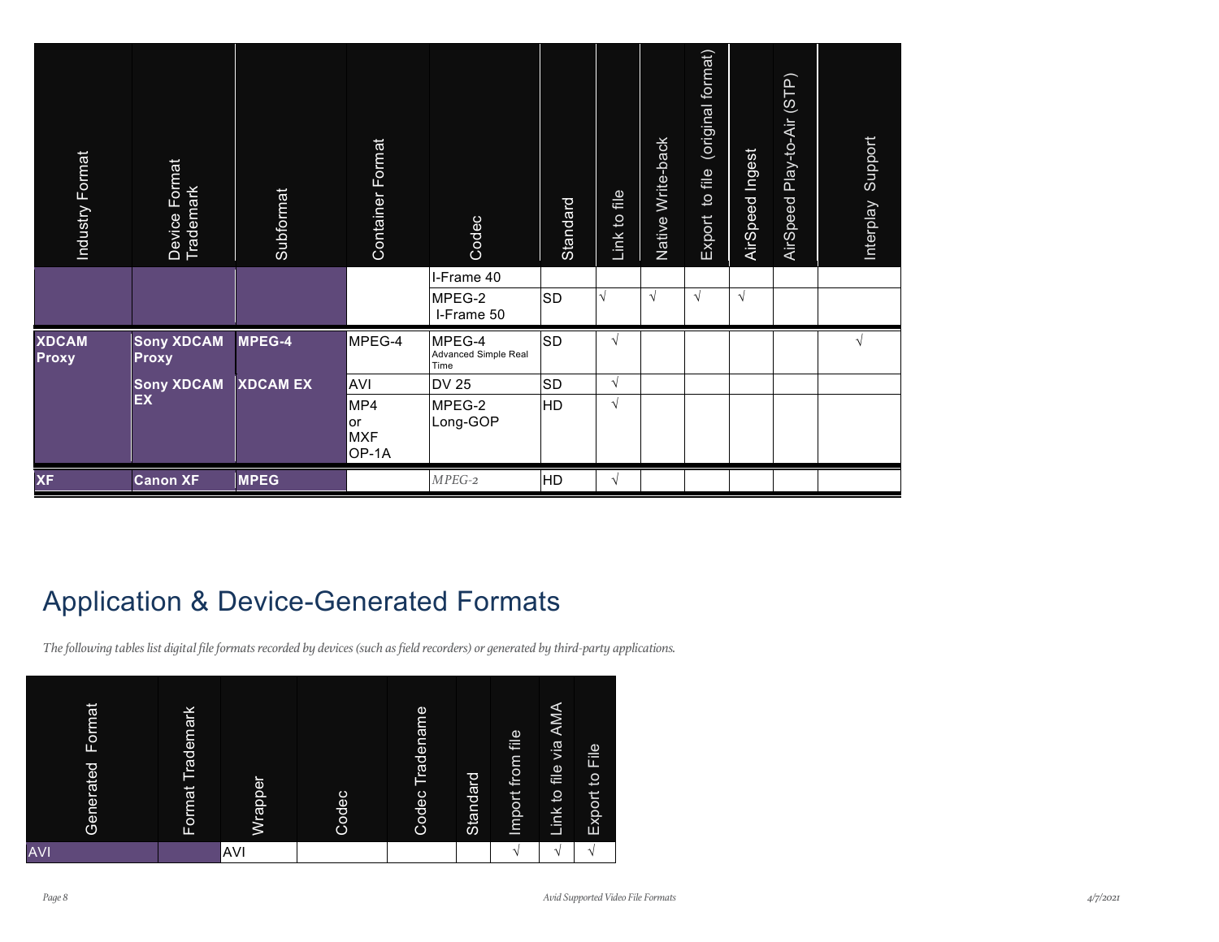| Industry Format | Device Format Trademark | Subformat | Container Format | Codec | Standard | Link to file | Native Write-back | Export to file (original format) | AirSpeed Ingest | AirSpeed Play-to-Air (STP) | Interplay Support |
|---|---|---|---|---|---|---|---|---|---|---|---|
| | | | | I-Frame 40 | | | | | | | |
| | | | | MPEG-2 I-Frame 50 | SD | √ | √ | √ | √ | | |
| **XDCAM Proxy** | **Sony XDCAM Proxy** | **MPEG-4** | MPEG-4 | MPEG-4 Advanced Simple Real Time | SD | √ | | | | | √ |
| | **Sony XDCAM EX** | **XDCAM EX** | AVI | DV 25 | SD | √ | | | | | |
| | | | MP4 or MXF OP-1A | MPEG-2 Long-GOP | HD | √ | | | | | |
| **XF** | **Canon XF** | **MPEG** | | *MPEG-2* | HD | √ | | | | | |

# Application & Device-Generated Formats

*The following tables list digital file formats recorded by devices (such as field recorders) or generated by third-party applications.*

| Generated Format | Format Trademark | Wrapper | Codec | Codec Tradename | Standard | Import from file | Link to file via AMA | Export to File |
|---|---|---|---|---|---|---|---|---|
| AVI | | AVI | | | | √ | √ | √ |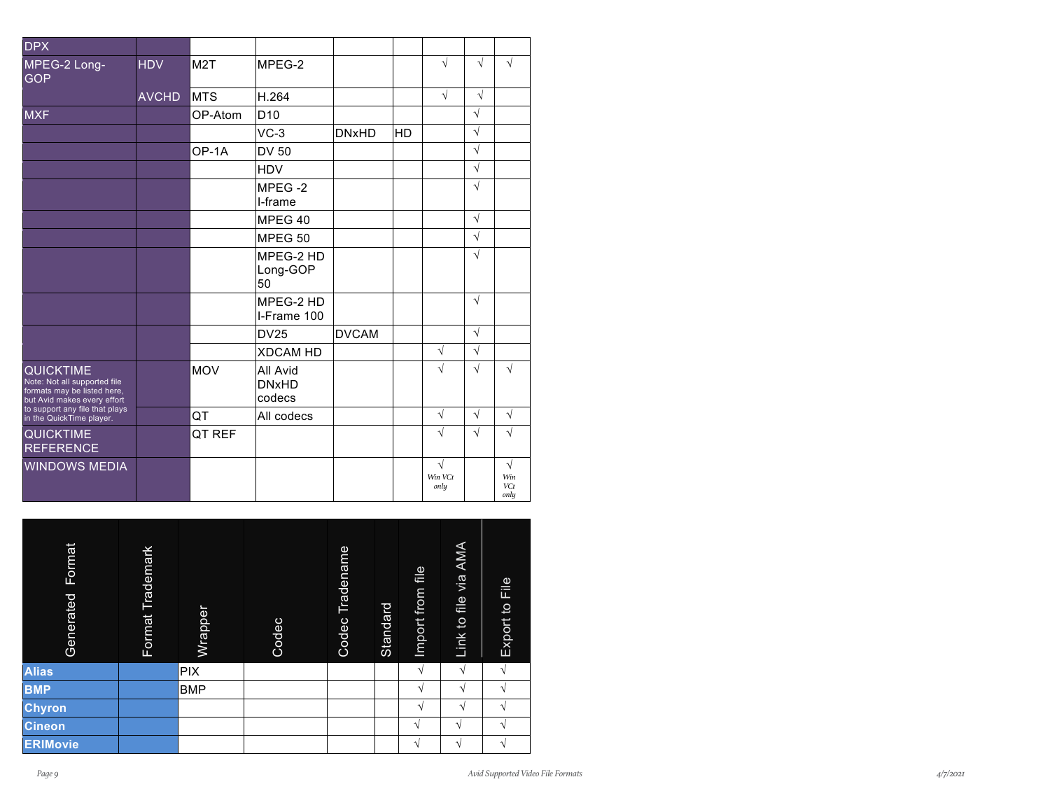| | | | | | | | | |
|---|---|---|---|---|---|---|---|---|
| DPX | | | | | | | | |
| MPEG-2 Long-GOP | HDV | M2T | MPEG-2 | | | √ | √ | √ |
| | AVCHD | MTS | H.264 | | | √ | √ | |
| MXF | | OP-Atom | D10 | | | | √ | |
| | | | VC-3 | DNxHD | HD | | √ | |
| | | OP-1A | DV 50 | | | | √ | |
| | | | HDV | | | | √ | |
| | | | MPEG -2 I-frame | | | | √ | |
| | | | MPEG 40 | | | | √ | |
| | | | MPEG 50 | | | | √ | |
| | | | MPEG-2 HD Long-GOP 50 | | | | √ | |
| | | | MPEG-2 HD I-Frame 100 | | | | √ | |
| | | | DV25 | DVCAM | | | √ | |
| | | | XDCAM HD | | | √ | √ | |
| QUICKTIME Note: Not all supported file formats may be listed here, but Avid makes every effort to support any file that plays in the QuickTime player. | | MOV | All Avid DNxHD codecs | | | √ | √ | √ |
| | | QT | All codecs | | | √ | √ | √ |
| QUICKTIME REFERENCE | | QT REF | | | | √ | √ | √ |
| WINDOWS MEDIA | | | | | | √ *Win VC1 only* | | √ *Win VC1 only* |

| Generated Format | Format Trademark | Wrapper | Codec | Codec Tradename | Standard | Import from file | Link to file via AMA | Export to File |
|---|---|---|---|---|---|---|---|---|
| **Alias** | | PIX | | | | √ | √ | √ |
| **BMP** | | BMP | | | | √ | √ | √ |
| **Chyron** | | | | | | √ | √ | √ |
| **Cineon** | | | | | | √ | √ | √ |
| **ERIMovie** | | | | | | √ | √ | √ |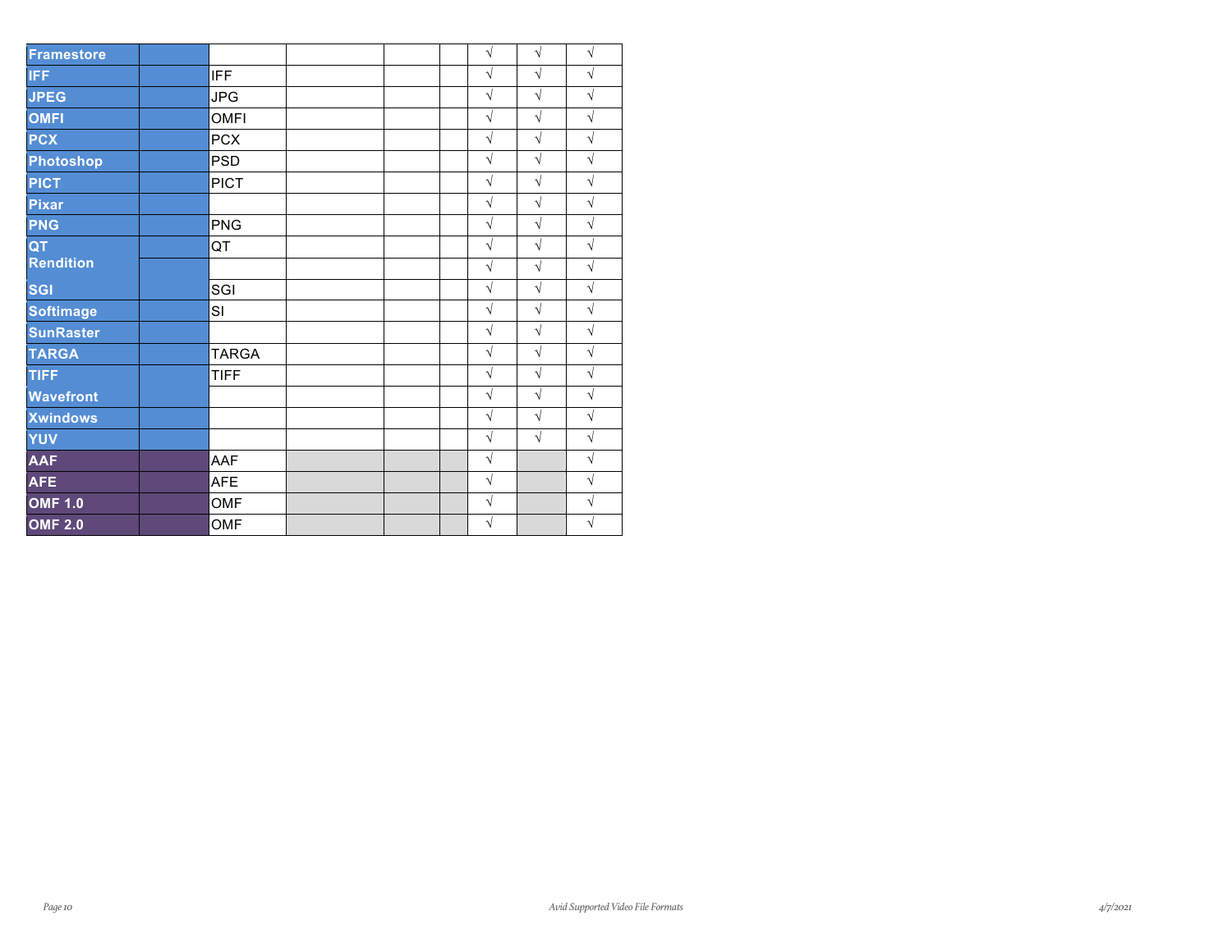| | | | | | | | | |
|---|---|---|---|---|---|---|---|---|
| **Framestore** | | | | | | √ | √ | √ |
| **IFF** | | IFF | | | | √ | √ | √ |
| **JPEG** | | JPG | | | | √ | √ | √ |
| **OMFI** | | OMFI | | | | √ | √ | √ |
| **PCX** | | PCX | | | | √ | √ | √ |
| **Photoshop** | | PSD | | | | √ | √ | √ |
| **PICT** | | PICT | | | | √ | √ | √ |
| **Pixar** | | | | | | √ | √ | √ |
| **PNG** | | PNG | | | | √ | √ | √ |
| **QT** | | QT | | | | √ | √ | √ |
| **Rendition** | | | | | | √ | √ | √ |
| **SGI** | | SGI | | | | √ | √ | √ |
| **Softimage** | | SI | | | | √ | √ | √ |
| **SunRaster** | | | | | | √ | √ | √ |
| **TARGA** | | TARGA | | | | √ | √ | √ |
| **TIFF** | | TIFF | | | | √ | √ | √ |
| **Wavefront** | | | | | | √ | √ | √ |
| **Xwindows** | | | | | | √ | √ | √ |
| **YUV** | | | | | | √ | √ | √ |
| **AAF** | | AAF | | | | √ | | √ |
| **AFE** | | AFE | | | | √ | | √ |
| **OMF 1.0** | | OMF | | | | √ | | √ |
| **OMF 2.0** | | OMF | | | | √ | | √ |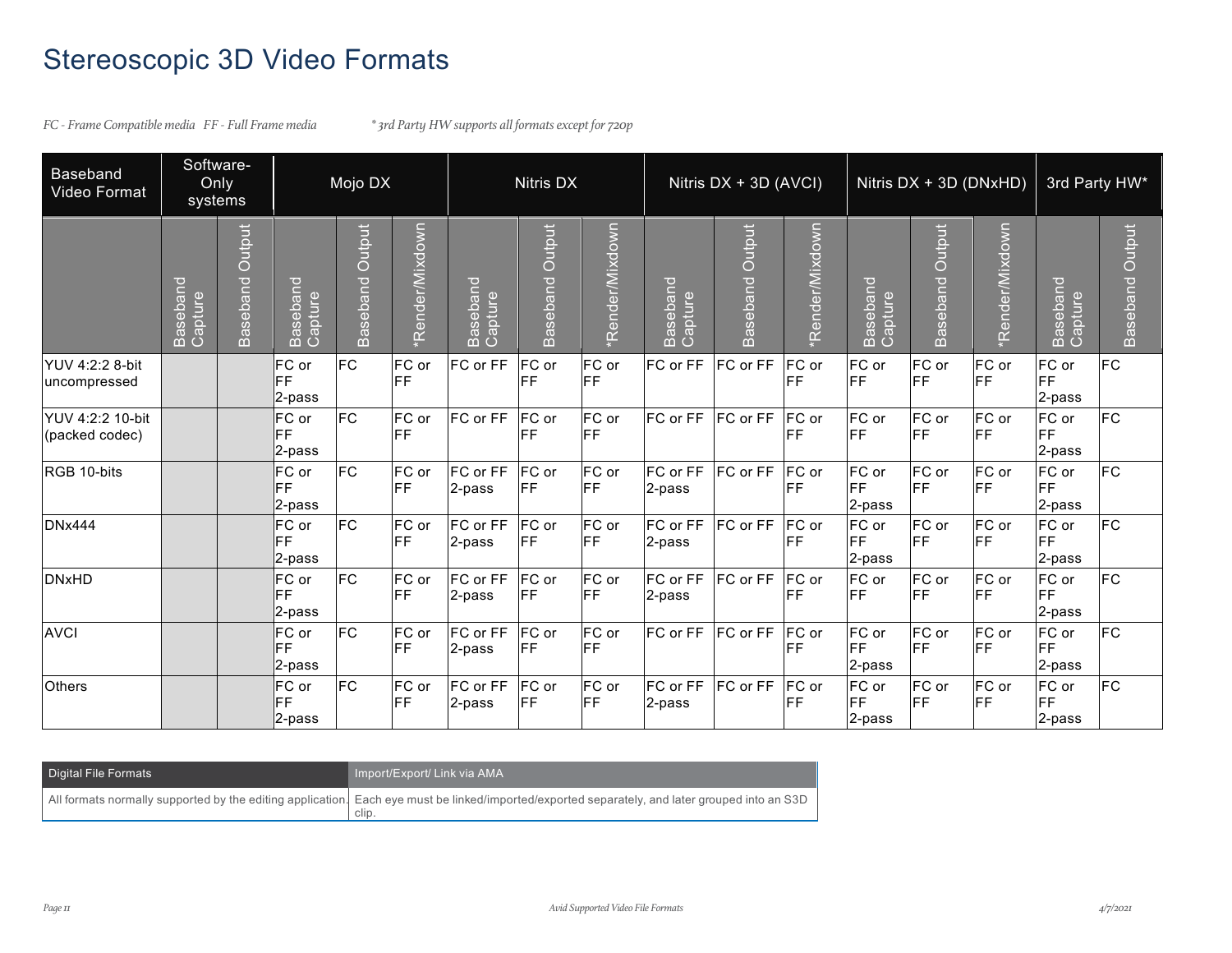# Stereoscopic 3D Video Formats

*FC - Frame Compatible media FF - Full Frame media*  *\*3rd Party HW supports all formats except for 720p*

| Baseband Video Format | Software-Only systems | | Mojo DX | | | Nitris DX | | | Nitris DX + 3D (AVCI) | | | Nitris DX + 3D (DNxHD) | | | 3rd Party HW* | |
|---|---|---|---|---|---|---|---|---|---|---|---|---|---|---|---|---|
| | Baseband Capture | Baseband Output | Baseband Capture | Baseband Output | *Render/Mixdown | Baseband Capture | Baseband Output | *Render/Mixdown | Baseband Capture | Baseband Output | *Render/Mixdown | Baseband Capture | Baseband Output | *Render/Mixdown | Baseband Capture | Baseband Output |
| YUV 4:2:2 8-bit uncompressed | | | FC or FF 2-pass | FC | FC or FF | FC or FF | FC or FF | FC or FF | FC or FF | FC or FF | FC or FF | FC or FF | FC or FF | FC or FF | FC or FF 2-pass | FC |
| YUV 4:2:2 10-bit (packed codec) | | | FC or FF 2-pass | FC | FC or FF | FC or FF | FC or FF | FC or FF | FC or FF | FC or FF | FC or FF | FC or FF | FC or FF | FC or FF | FC or FF 2-pass | FC |
| RGB 10-bits | | | FC or FF 2-pass | FC | FC or FF | FC or FF 2-pass | FC or FF | FC or FF | FC or FF 2-pass | FC or FF | FC or FF | FC or FF 2-pass | FC or FF | FC or FF | FC or FF 2-pass | FC |
| DNx444 | | | FC or FF 2-pass | FC | FC or FF | FC or FF 2-pass | FC or FF | FC or FF | FC or FF 2-pass | FC or FF | FC or FF | FC or FF 2-pass | FC or FF | FC or FF | FC or FF 2-pass | FC |
| DNxHD | | | FC or FF 2-pass | FC | FC or FF | FC or FF 2-pass | FC or FF | FC or FF | FC or FF 2-pass | FC or FF | FC or FF | FC or FF | FC or FF | FC or FF | FC or FF 2-pass | FC |
| AVCI | | | FC or FF 2-pass | FC | FC or FF | FC or FF 2-pass | FC or FF | FC or FF | FC or FF | FC or FF | FC or FF | FC or FF 2-pass | FC or FF | FC or FF | FC or FF 2-pass | FC |
| Others | | | FC or FF 2-pass | FC | FC or FF | FC or FF 2-pass | FC or FF | FC or FF | FC or FF 2-pass | FC or FF | FC or FF | FC or FF 2-pass | FC or FF | FC or FF | FC or FF 2-pass | FC |

| Digital File Formats | Import/Export/ Link via AMA |
|---|---|
| All formats normally supported by the editing application. | Each eye must be linked/imported/exported separately, and later grouped into an S3D clip. |